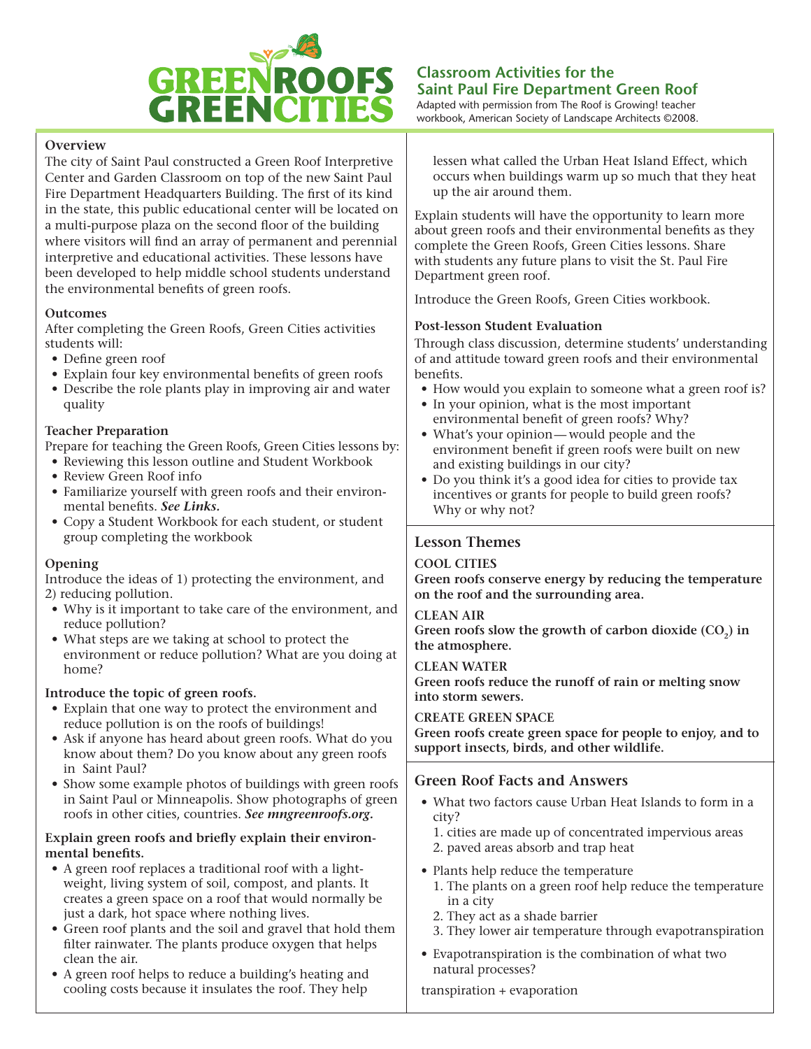# GREEN ROOFS GREEN CITIES

## Classroom Activities for the Saint Paul Fire Department Green Roof

Adapted with permission from The Roof is Growing! teacher workbook, American Society of Landscape Architects ©2008.

**Overview**

The city of Saint Paul constructed a Green Roof Interpretive Center and Garden Classroom on top of the new Saint Paul Fire Department Headquarters Building. The first of its kind in the state, this public educational center will be located on a multi-purpose plaza on the second floor of the building where visitors will find an array of permanent and perennial interpretive and educational activities. These lessons have been developed to help middle school students understand the environmental benefits of green roofs.

**Outcomes**

After completing the Green Roofs, Green Cities activities students will:

- Define green roof
- Explain four key environmental benefits of green roofs
- Describe the role plants play in improving air and water quality

**Teacher Preparation**

Prepare for teaching the Green Roofs, Green Cities lessons by:

- Reviewing this lesson outline and Student Workbook
- Review Green Roof info
- Familiarize yourself with green roofs and their environmental benefits. ***See Links.***
- Copy a Student Workbook for each student, or student group completing the workbook

**Opening**

Introduce the ideas of 1) protecting the environment, and 2) reducing pollution.

- Why is it important to take care of the environment, and reduce pollution?
- What steps are we taking at school to protect the environment or reduce pollution? What are you doing at home?

**Introduce the topic of green roofs.**

- Explain that one way to protect the environment and reduce pollution is on the roofs of buildings!
- Ask if anyone has heard about green roofs. What do you know about them? Do you know about any green roofs in Saint Paul?
- Show some example photos of buildings with green roofs in Saint Paul or Minneapolis. Show photographs of green roofs in other cities, countries. ***See mngreenroofs.org.***

**Explain green roofs and briefly explain their environmental benefits.**

- A green roof replaces a traditional roof with a lightweight, living system of soil, compost, and plants. It creates a green space on a roof that would normally be just a dark, hot space where nothing lives.
- Green roof plants and the soil and gravel that hold them filter rainwater. The plants produce oxygen that helps clean the air.
- A green roof helps to reduce a building's heating and cooling costs because it insulates the roof. They help lessen what called the Urban Heat Island Effect, which occurs when buildings warm up so much that they heat up the air around them.

Explain students will have the opportunity to learn more about green roofs and their environmental benefits as they complete the Green Roofs, Green Cities lessons. Share with students any future plans to visit the St. Paul Fire Department green roof.

Introduce the Green Roofs, Green Cities workbook.

**Post-lesson Student Evaluation**

Through class discussion, determine students' understanding of and attitude toward green roofs and their environmental benefits.

- How would you explain to someone what a green roof is?
- In your opinion, what is the most important environmental benefit of green roofs? Why?
- What's your opinion— would people and the environment benefit if green roofs were built on new and existing buildings in our city?
- Do you think it's a good idea for cities to provide tax incentives or grants for people to build green roofs? Why or why not?

## Lesson Themes

**COOL CITIES**

**Green roofs conserve energy by reducing the temperature on the roof and the surrounding area.**

**CLEAN AIR**

**Green roofs slow the growth of carbon dioxide ($CO_2$) in the atmosphere.**

**CLEAN WATER**

**Green roofs reduce the runoff of rain or melting snow into storm sewers.**

**CREATE GREEN SPACE**

**Green roofs create green space for people to enjoy, and to support insects, birds, and other wildlife.**

## Green Roof Facts and Answers

- What two factors cause Urban Heat Islands to form in a city?
  1. cities are made up of concentrated impervious areas
  2. paved areas absorb and trap heat
- Plants help reduce the temperature
  1. The plants on a green roof help reduce the temperature in a city
  2. They act as a shade barrier
  3. They lower air temperature through evapotranspiration
- Evapotranspiration is the combination of what two natural processes?

transpiration + evaporation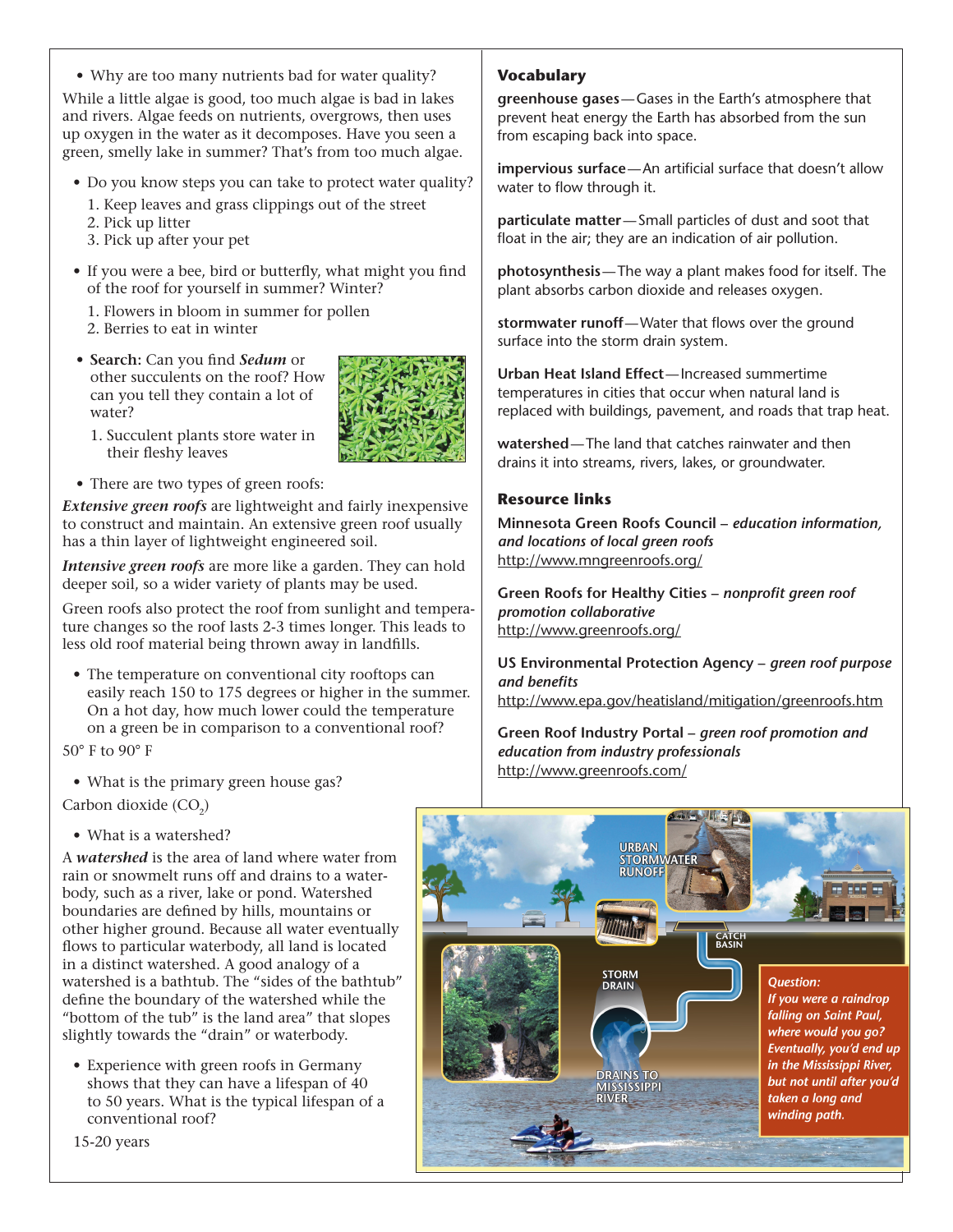- Why are too many nutrients bad for water quality?

While a little algae is good, too much algae is bad in lakes and rivers. Algae feeds on nutrients, overgrows, then uses up oxygen in the water as it decomposes. Have you seen a green, smelly lake in summer? That's from too much algae.

- Do you know steps you can take to protect water quality?
  1. Keep leaves and grass clippings out of the street
  2. Pick up litter
  3. Pick up after your pet

- If you were a bee, bird or butterfly, what might you find of the roof for yourself in summer? Winter?
  1. Flowers in bloom in summer for pollen
  2. Berries to eat in winter

- **Search:** Can you find ***Sedum*** or other succulents on the roof? How can you tell they contain a lot of water?
  1. Succulent plants store water in their fleshy leaves

- There are two types of green roofs:

***Extensive green roofs*** are lightweight and fairly inexpensive to construct and maintain. An extensive green roof usually has a thin layer of lightweight engineered soil.

***Intensive green roofs*** are more like a garden. They can hold deeper soil, so a wider variety of plants may be used.

Green roofs also protect the roof from sunlight and temperature changes so the roof lasts 2-3 times longer. This leads to less old roof material being thrown away in landfills.

- The temperature on conventional city rooftops can easily reach 150 to 175 degrees or higher in the summer. On a hot day, how much lower could the temperature on a green be in comparison to a conventional roof?

50° F to 90° F

- What is the primary green house gas?

Carbon dioxide ($CO_2$)

- What is a watershed?

A ***watershed*** is the area of land where water from rain or snowmelt runs off and drains to a waterbody, such as a river, lake or pond. Watershed boundaries are defined by hills, mountains or other higher ground. Because all water eventually flows to particular waterbody, all land is located in a distinct watershed. A good analogy of a watershed is a bathtub. The "sides of the bathtub" define the boundary of the watershed while the "bottom of the tub" is the land area" that slopes slightly towards the "drain" or waterbody.

- Experience with green roofs in Germany shows that they can have a lifespan of 40 to 50 years. What is the typical lifespan of a conventional roof?

15-20 years

## Vocabulary

**greenhouse gases**—Gases in the Earth's atmosphere that prevent heat energy the Earth has absorbed from the sun from escaping back into space.

**impervious surface**—An artificial surface that doesn't allow water to flow through it.

**particulate matter**—Small particles of dust and soot that float in the air; they are an indication of air pollution.

**photosynthesis**—The way a plant makes food for itself. The plant absorbs carbon dioxide and releases oxygen.

**stormwater runoff**—Water that flows over the ground surface into the storm drain system.

**Urban Heat Island Effect**—Increased summertime temperatures in cities that occur when natural land is replaced with buildings, pavement, and roads that trap heat.

**watershed**—The land that catches rainwater and then drains it into streams, rivers, lakes, or groundwater.

## Resource links

**Minnesota Green Roofs Council** – ***education information, and locations of local green roofs***
http://www.mngreenroofs.org/

**Green Roofs for Healthy Cities** – ***nonprofit green roof promotion collaborative***
http://www.greenroofs.org/

**US Environmental Protection Agency** – ***green roof purpose and benefits***
http://www.epa.gov/heatisland/mitigation/greenroofs.htm

**Green Roof Industry Portal** – ***green roof promotion and education from industry professionals***
http://www.greenroofs.com/

URBAN STORMWATER RUNOFF

CATCH BASIN

STORM DRAIN

DRAINS TO MISSISSIPPI RIVER

***Question:***
***If you were a raindrop falling on Saint Paul, where would you go? Eventually, you'd end up in the Mississippi River, but not until after you'd taken a long and winding path.***